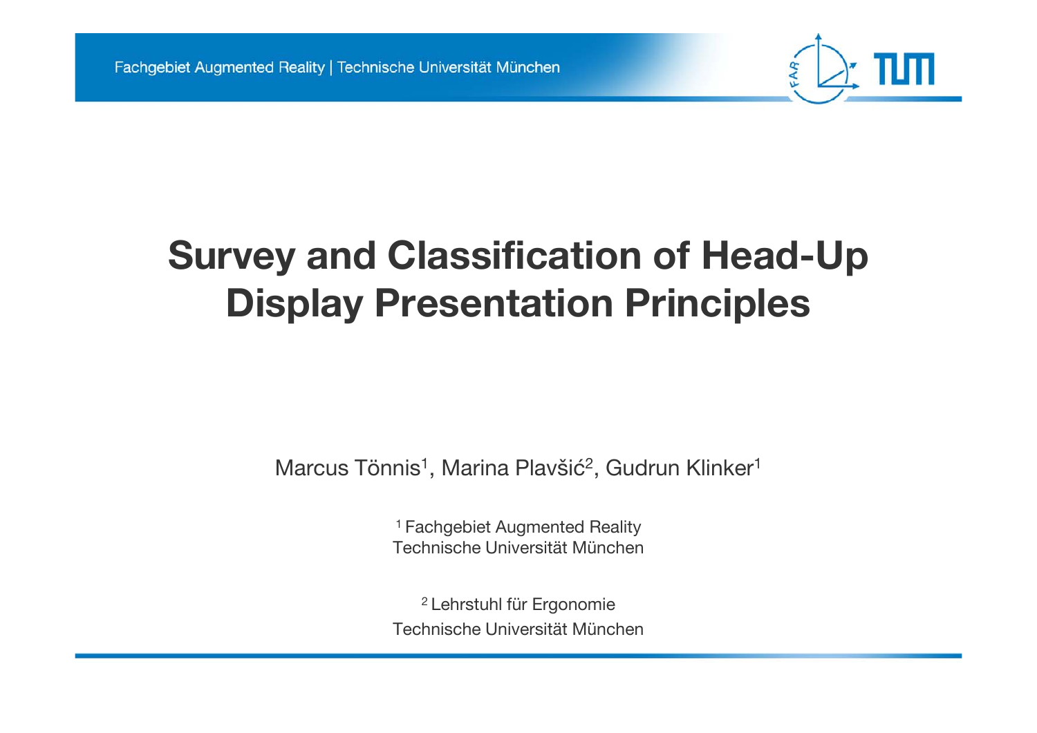# Survey and Classification of Head-Up Display Presentation Principles

Marcus Tönnis[1], Marina Plavšić[2], Gudrun Klinker[1]

[1] Fachgebiet Augmented Reality
Technische Universität München

[2] Lehrstuhl für Ergonomie
Technische Universität München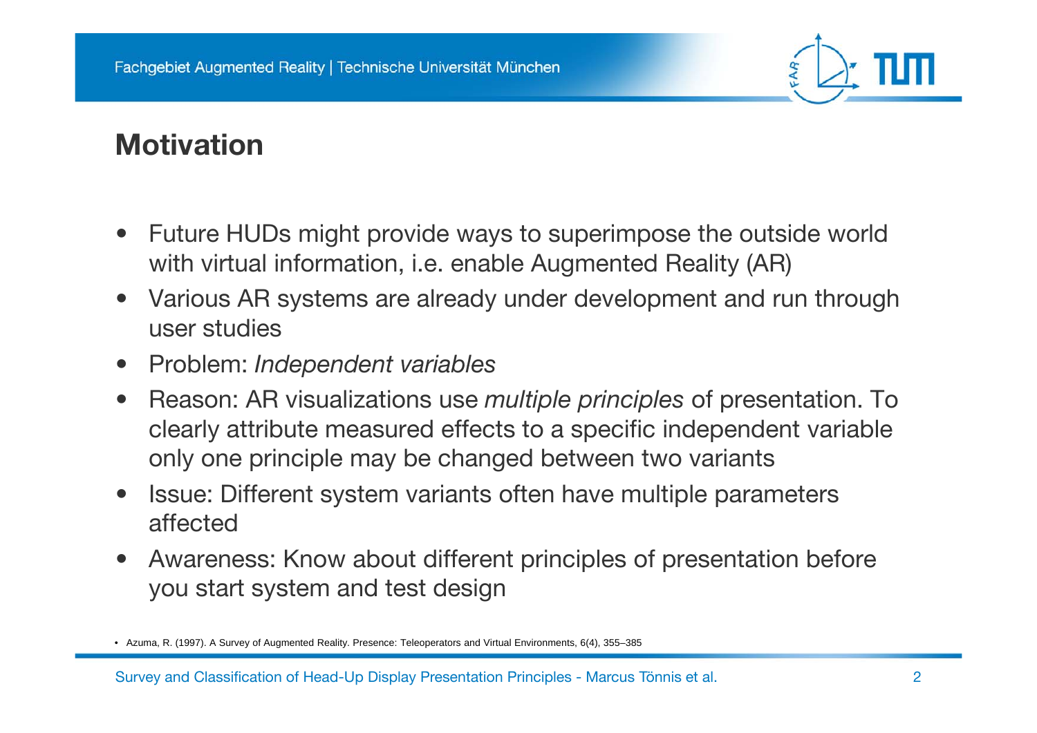## Motivation

- Future HUDs might provide ways to superimpose the outside world with virtual information, i.e. enable Augmented Reality (AR)
- Various AR systems are already under development and run through user studies
- Problem: *Independent variables*
- Reason: AR visualizations use *multiple principles* of presentation. To clearly attribute measured effects to a specific independent variable only one principle may be changed between two variants
- Issue: Different system variants often have multiple parameters affected
- Awareness: Know about different principles of presentation before you start system and test design

- Azuma, R. (1997). A Survey of Augmented Reality. Presence: Teleoperators and Virtual Environments, 6(4), 355–385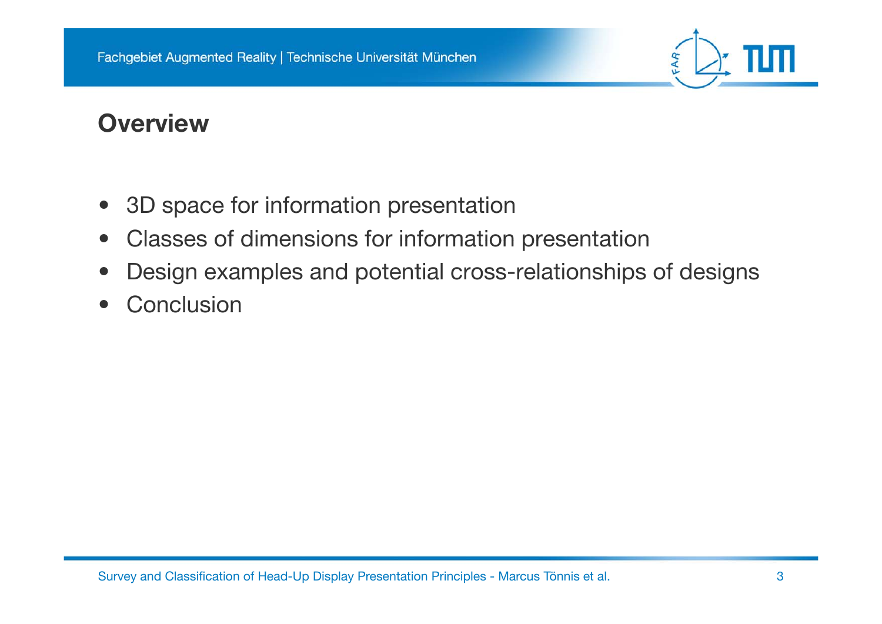## Overview

- 3D space for information presentation
- Classes of dimensions for information presentation
- Design examples and potential cross-relationships of designs
- Conclusion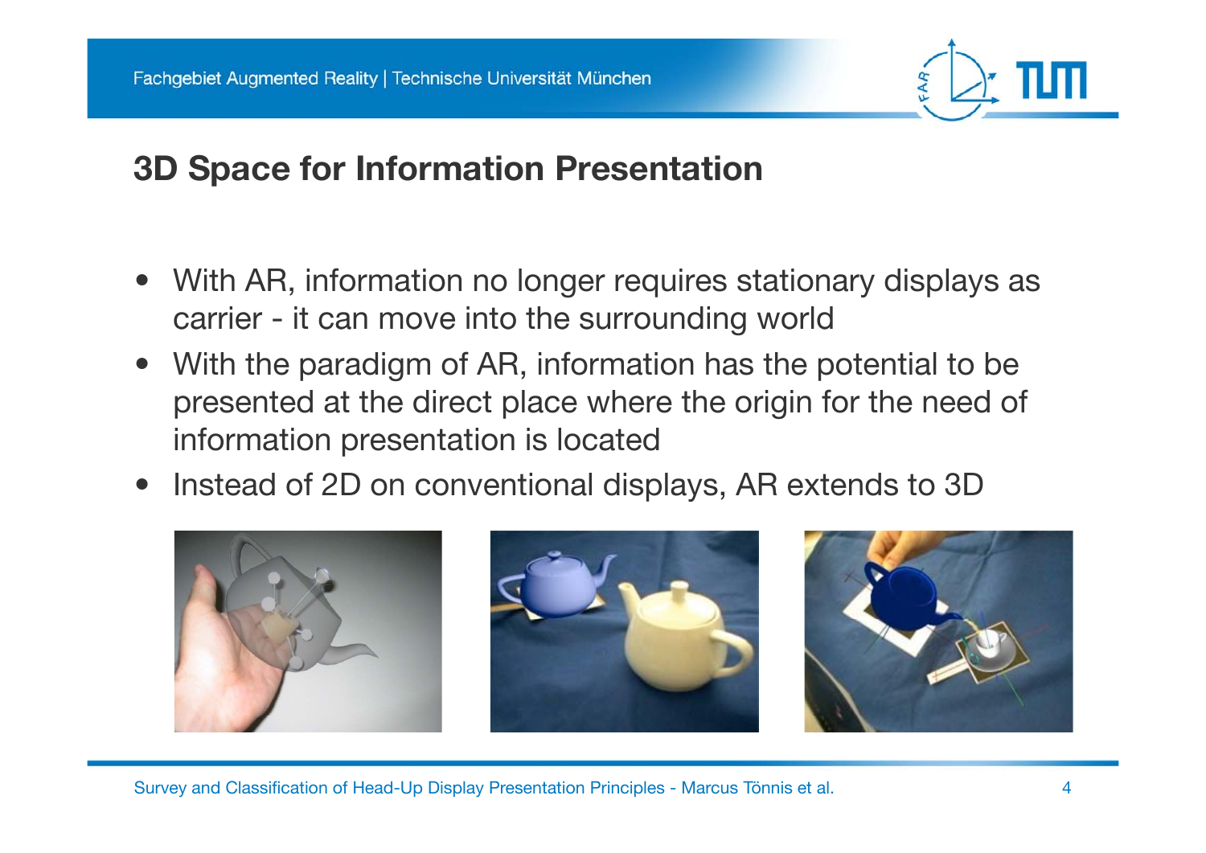# 3D Space for Information Presentation

- With AR, information no longer requires stationary displays as carrier - it can move into the surrounding world
- With the paradigm of AR, information has the potential to be presented at the direct place where the origin for the need of information presentation is located
- Instead of 2D on conventional displays, AR extends to 3D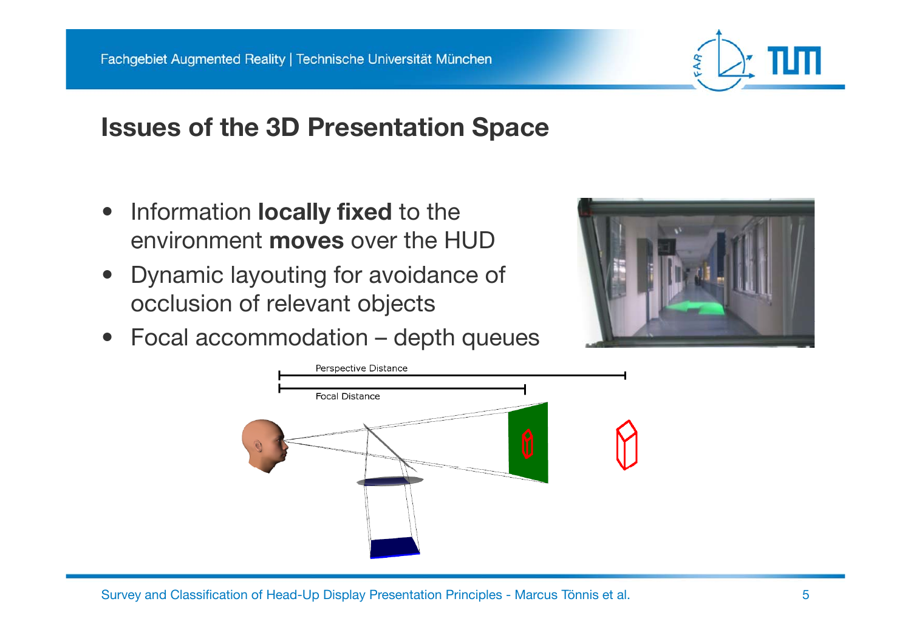## Issues of the 3D Presentation Space

- Information **locally fixed** to the environment **moves** over the HUD
- Dynamic layouting for avoidance of occlusion of relevant objects
- Focal accommodation – depth queues

Perspective Distance

Focal Distance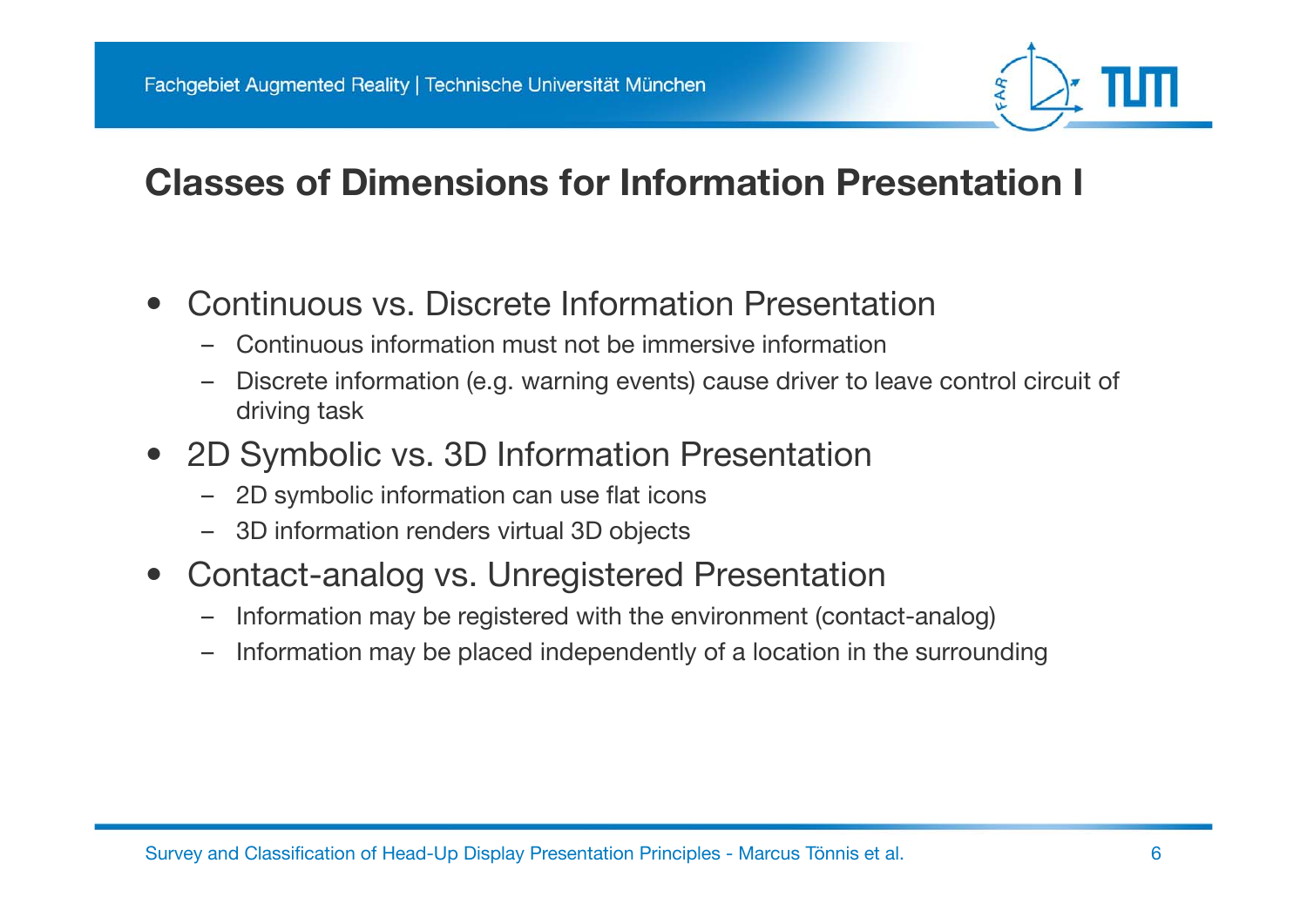# Classes of Dimensions for Information Presentation I

- Continuous vs. Discrete Information Presentation
  - Continuous information must not be immersive information
  - Discrete information (e.g. warning events) cause driver to leave control circuit of driving task
- 2D Symbolic vs. 3D Information Presentation
  - 2D symbolic information can use flat icons
  - 3D information renders virtual 3D objects
- Contact-analog vs. Unregistered Presentation
  - Information may be registered with the environment (contact-analog)
  - Information may be placed independently of a location in the surrounding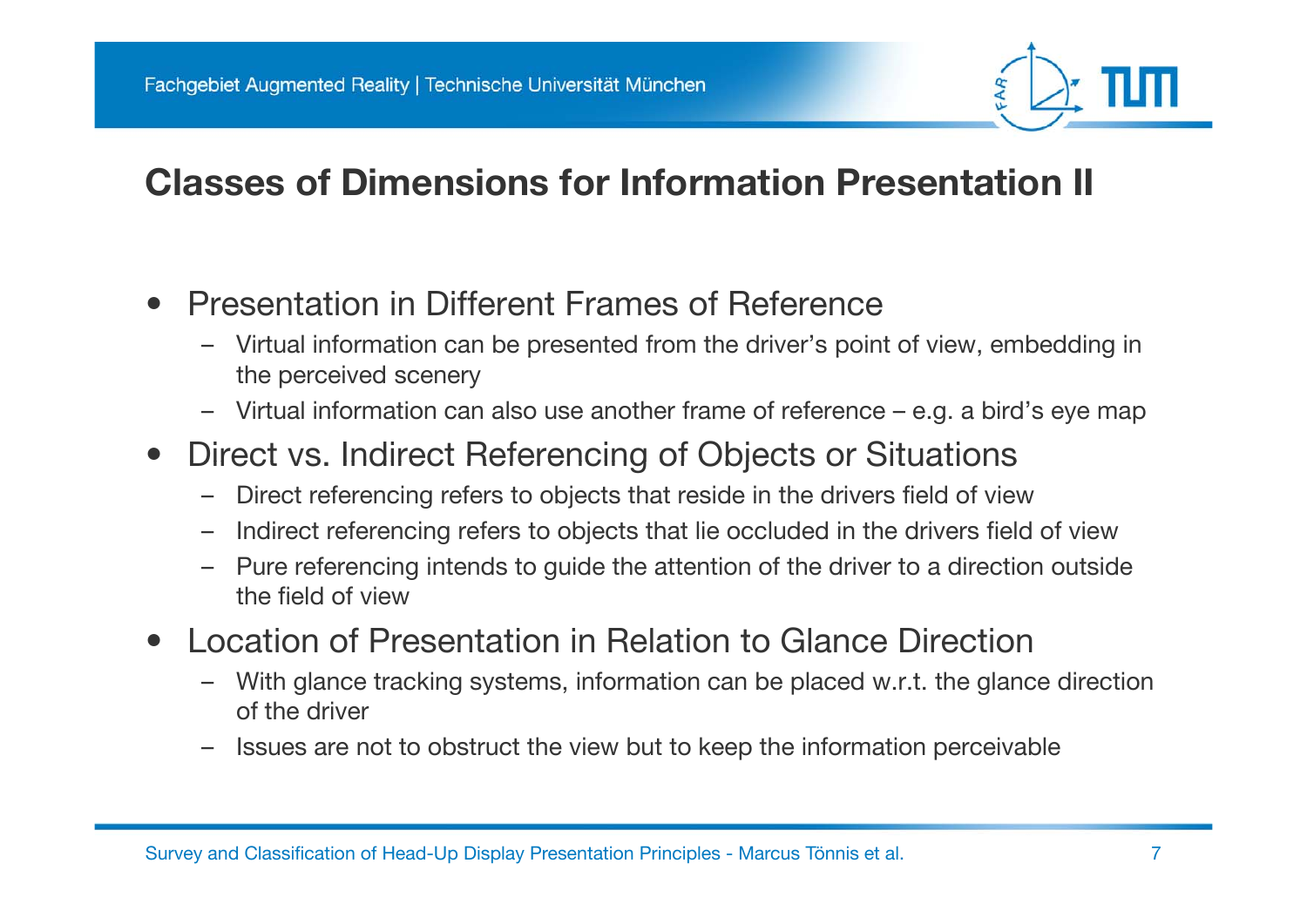# Classes of Dimensions for Information Presentation II

- Presentation in Different Frames of Reference
  - Virtual information can be presented from the driver's point of view, embedding in the perceived scenery
  - Virtual information can also use another frame of reference – e.g. a bird's eye map
- Direct vs. Indirect Referencing of Objects or Situations
  - Direct referencing refers to objects that reside in the drivers field of view
  - Indirect referencing refers to objects that lie occluded in the drivers field of view
  - Pure referencing intends to guide the attention of the driver to a direction outside the field of view
- Location of Presentation in Relation to Glance Direction
  - With glance tracking systems, information can be placed w.r.t. the glance direction of the driver
  - Issues are not to obstruct the view but to keep the information perceivable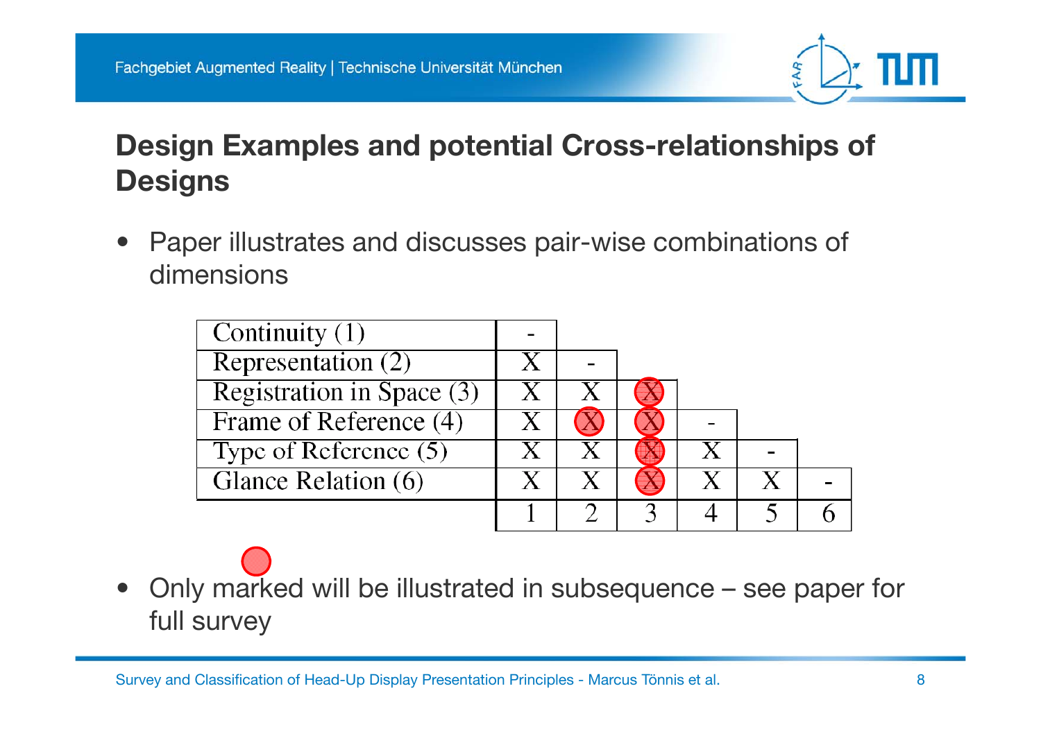## Design Examples and potential Cross-relationships of Designs

- Paper illustrates and discusses pair-wise combinations of dimensions

| | | | | | | |
|---|---|---|---|---|---|---|
| Continuity (1) | - | | | | | |
| Representation (2) | X | - | | | | |
| Registration in Space (3) | X | X | X (marked) | | | |
| Frame of Reference (4) | X | X (marked) | X (marked) | - | | |
| Type of Reference (5) | X | X | X (marked) | X | - | |
| Glance Relation (6) | X | X | X (marked) | X | X | - |
| | 1 | 2 | 3 | 4 | 5 | 6 |

- Only marked will be illustrated in subsequence – see paper for full survey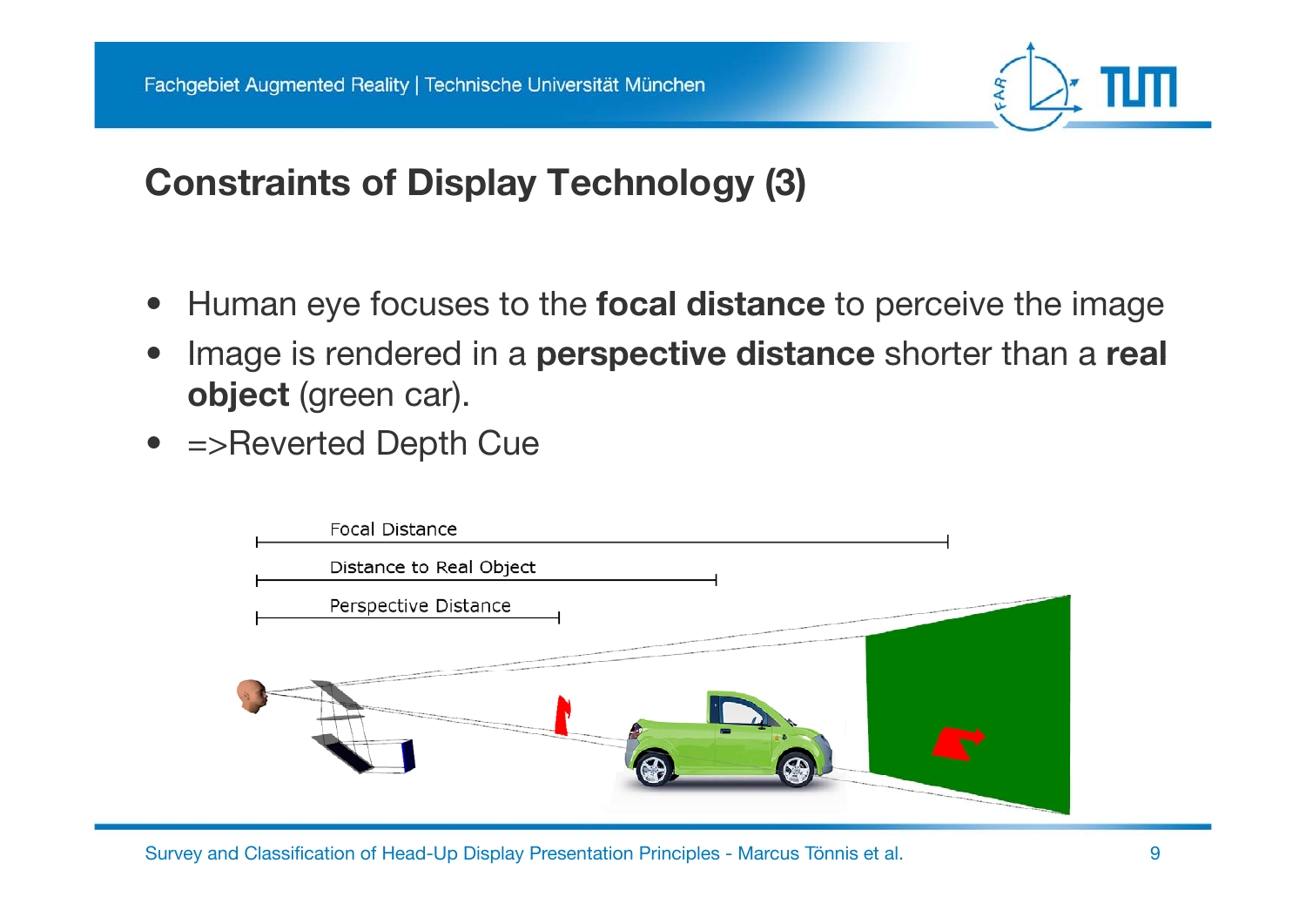## Constraints of Display Technology (3)

- Human eye focuses to the **focal distance** to perceive the image
- Image is rendered in a **perspective distance** shorter than a **real object** (green car).
- =>Reverted Depth Cue

Focal Distance

Distance to Real Object

Perspective Distance

Survey and Classification of Head-Up Display Presentation Principles - Marcus Tönnis et al.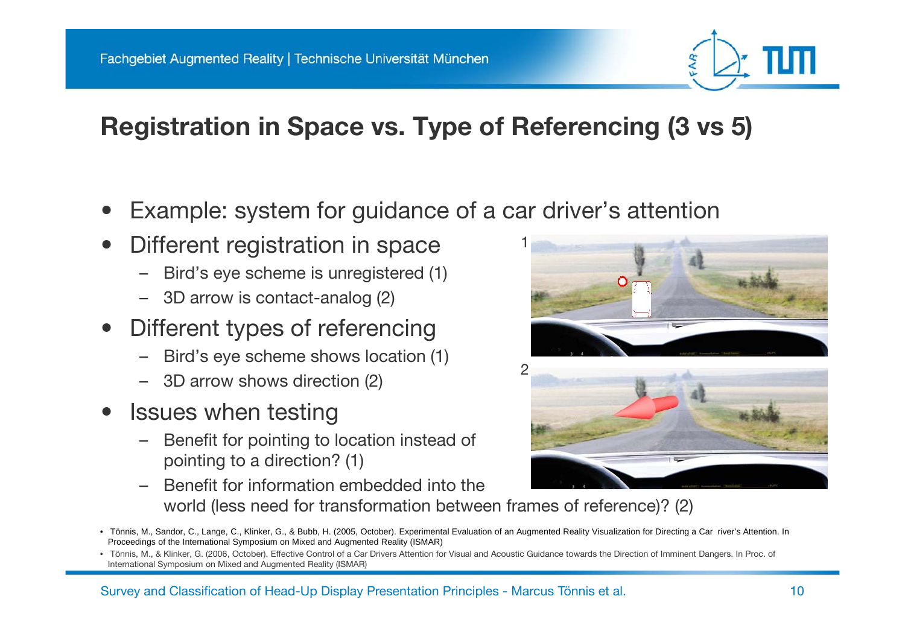# Registration in Space vs. Type of Referencing (3 vs 5)

- Example: system for guidance of a car driver's attention
- Different registration in space
  - Bird's eye scheme is unregistered (1)
  - 3D arrow is contact-analog (2)
- Different types of referencing
  - Bird's eye scheme shows location (1)
  - 3D arrow shows direction (2)
- Issues when testing
  - Benefit for pointing to location instead of pointing to a direction? (1)
  - Benefit for information embedded into the world (less need for transformation between frames of reference)? (2)

1

2

- Tönnis, M., Sandor, C., Lange, C., Klinker, G., & Bubb, H. (2005, October). Experimental Evaluation of an Augmented Reality Visualization for Directing a Car river's Attention. In Proceedings of the International Symposium on Mixed and Augmented Reality (ISMAR)
- Tönnis, M., & Klinker, G. (2006, October). Effective Control of a Car Drivers Attention for Visual and Acoustic Guidance towards the Direction of Imminent Dangers. In Proc. of International Symposium on Mixed and Augmented Reality (ISMAR)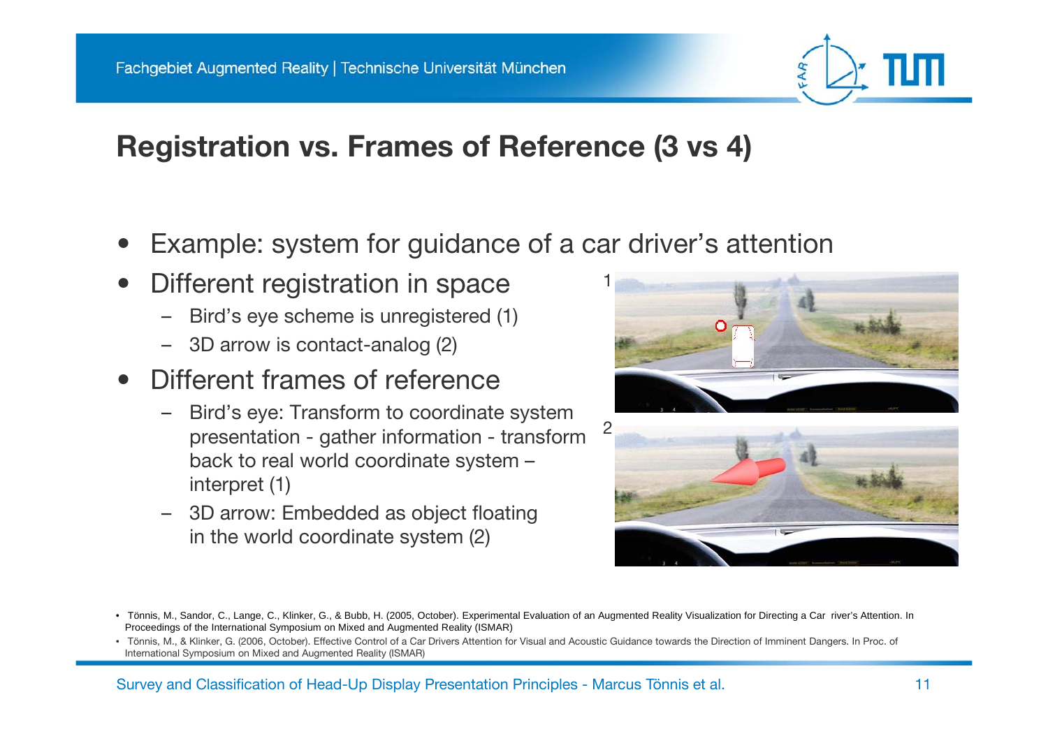# Registration vs. Frames of Reference (3 vs 4)

- Example: system for guidance of a car driver's attention
- Different registration in space
  - Bird's eye scheme is unregistered (1)
  - 3D arrow is contact-analog (2)
- Different frames of reference
  - Bird's eye: Transform to coordinate system presentation - gather information - transform back to real world coordinate system – interpret (1)
  - 3D arrow: Embedded as object floating in the world coordinate system (2)

1

2

- Tönnis, M., Sandor, C., Lange, C., Klinker, G., & Bubb, H. (2005, October). Experimental Evaluation of an Augmented Reality Visualization for Directing a Car river's Attention. In Proceedings of the International Symposium on Mixed and Augmented Reality (ISMAR)
- Tönnis, M., & Klinker, G. (2006, October). Effective Control of a Car Drivers Attention for Visual and Acoustic Guidance towards the Direction of Imminent Dangers. In Proc. of International Symposium on Mixed and Augmented Reality (ISMAR)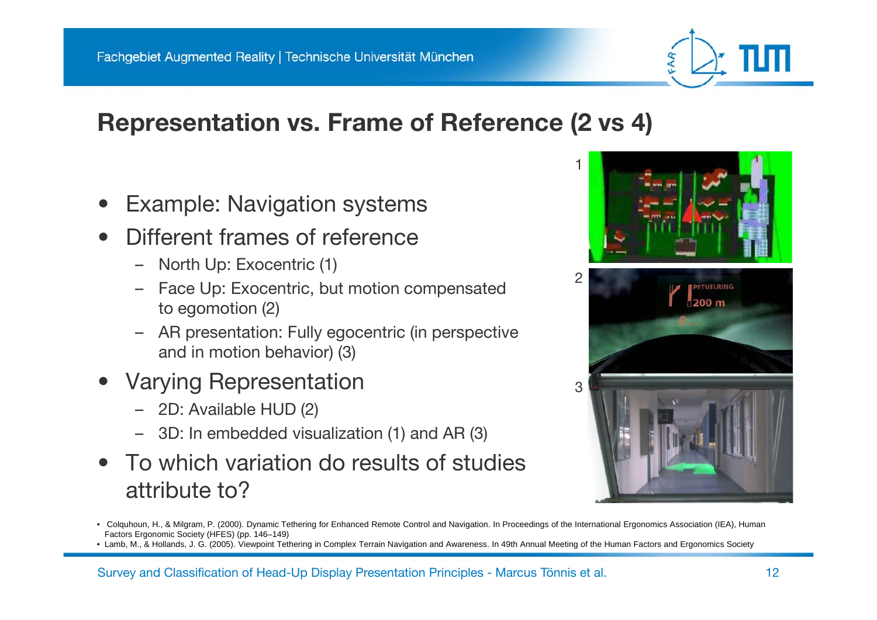## Representation vs. Frame of Reference (2 vs 4)

- Example: Navigation systems
- Different frames of reference
  - North Up: Exocentric (1)
  - Face Up: Exocentric, but motion compensated to egomotion (2)
  - AR presentation: Fully egocentric (in perspective and in motion behavior) (3)
- Varying Representation
  - 2D: Available HUD (2)
  - 3D: In embedded visualization (1) and AR (3)
- To which variation do results of studies attribute to?

1

2

3

- Colquhoun, H., & Milgram, P. (2000). Dynamic Tethering for Enhanced Remote Control and Navigation. In Proceedings of the International Ergonomics Association (IEA), Human Factors Ergonomic Society (HFES) (pp. 146–149)
- Lamb, M., & Hollands, J. G. (2005). Viewpoint Tethering in Complex Terrain Navigation and Awareness. In 49th Annual Meeting of the Human Factors and Ergonomics Society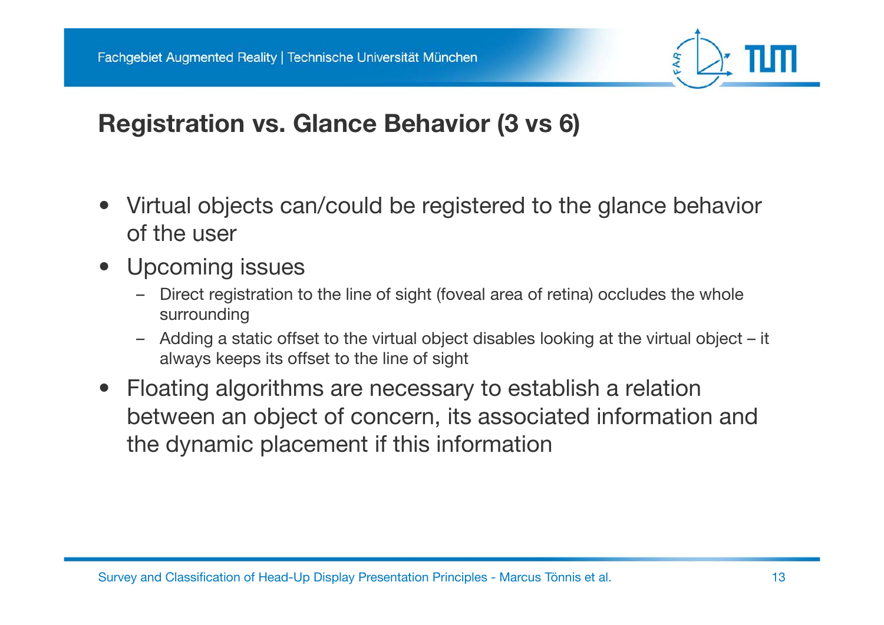## Registration vs. Glance Behavior (3 vs 6)

- Virtual objects can/could be registered to the glance behavior of the user
- Upcoming issues
  - Direct registration to the line of sight (foveal area of retina) occludes the whole surrounding
  - Adding a static offset to the virtual object disables looking at the virtual object – it always keeps its offset to the line of sight
- Floating algorithms are necessary to establish a relation between an object of concern, its associated information and the dynamic placement if this information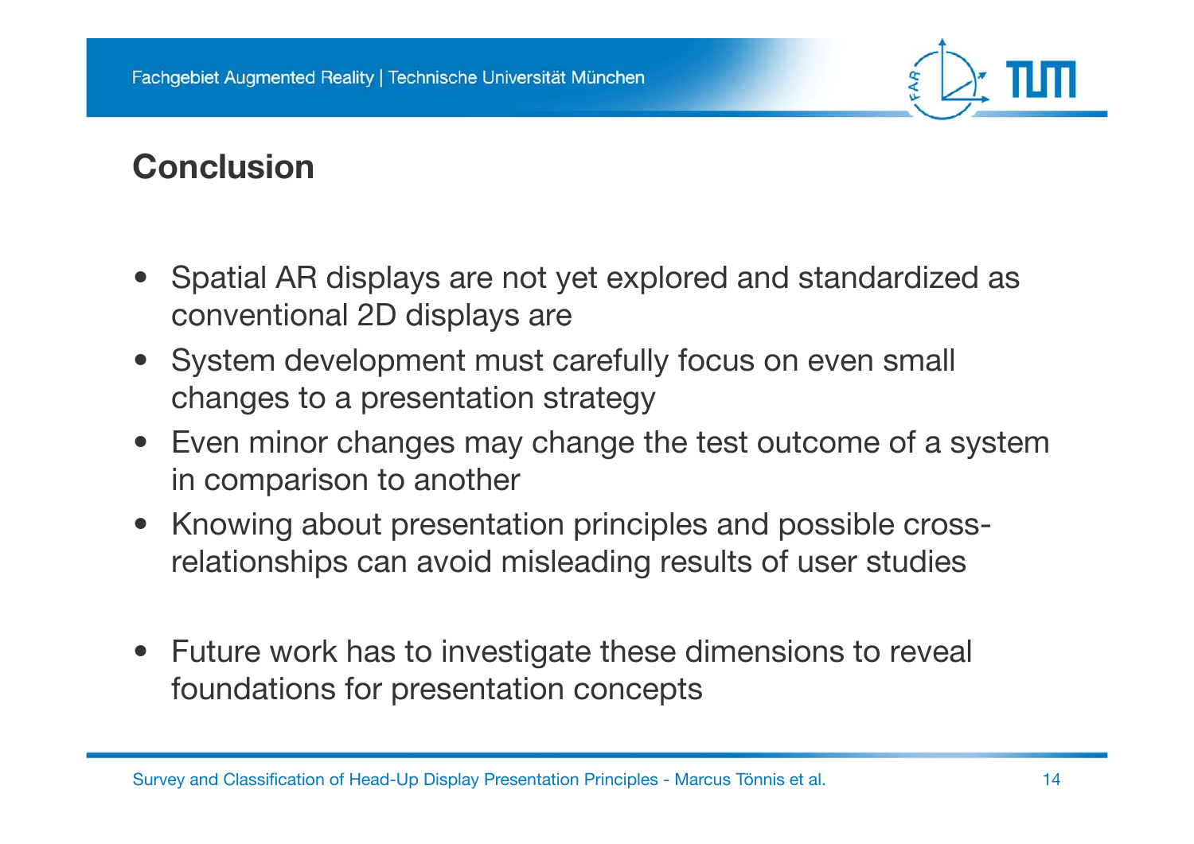## Conclusion

- Spatial AR displays are not yet explored and standardized as conventional 2D displays are
- System development must carefully focus on even small changes to a presentation strategy
- Even minor changes may change the test outcome of a system in comparison to another
- Knowing about presentation principles and possible cross-relationships can avoid misleading results of user studies

- Future work has to investigate these dimensions to reveal foundations for presentation concepts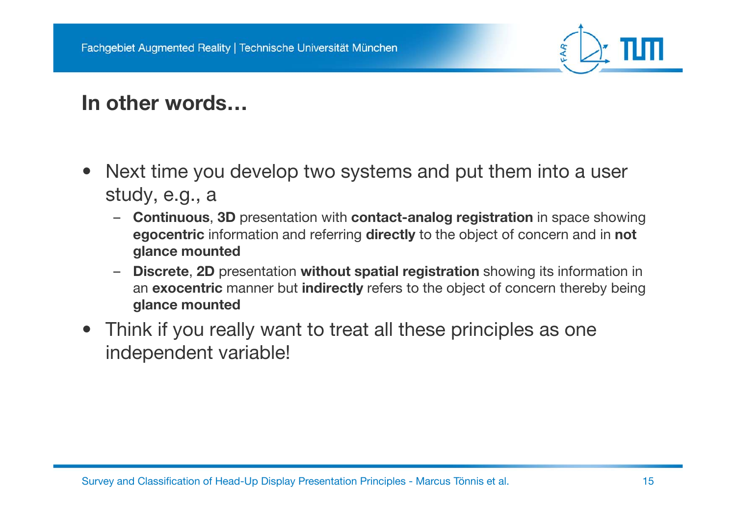## In other words…

- Next time you develop two systems and put them into a user study, e.g., a
  - **Continuous**, **3D** presentation with **contact-analog registration** in space showing **egocentric** information and referring **directly** to the object of concern and in **not glance mounted**
  - **Discrete**, **2D** presentation **without spatial registration** showing its information in an **exocentric** manner but **indirectly** refers to the object of concern thereby being **glance mounted**
- Think if you really want to treat all these principles as one independent variable!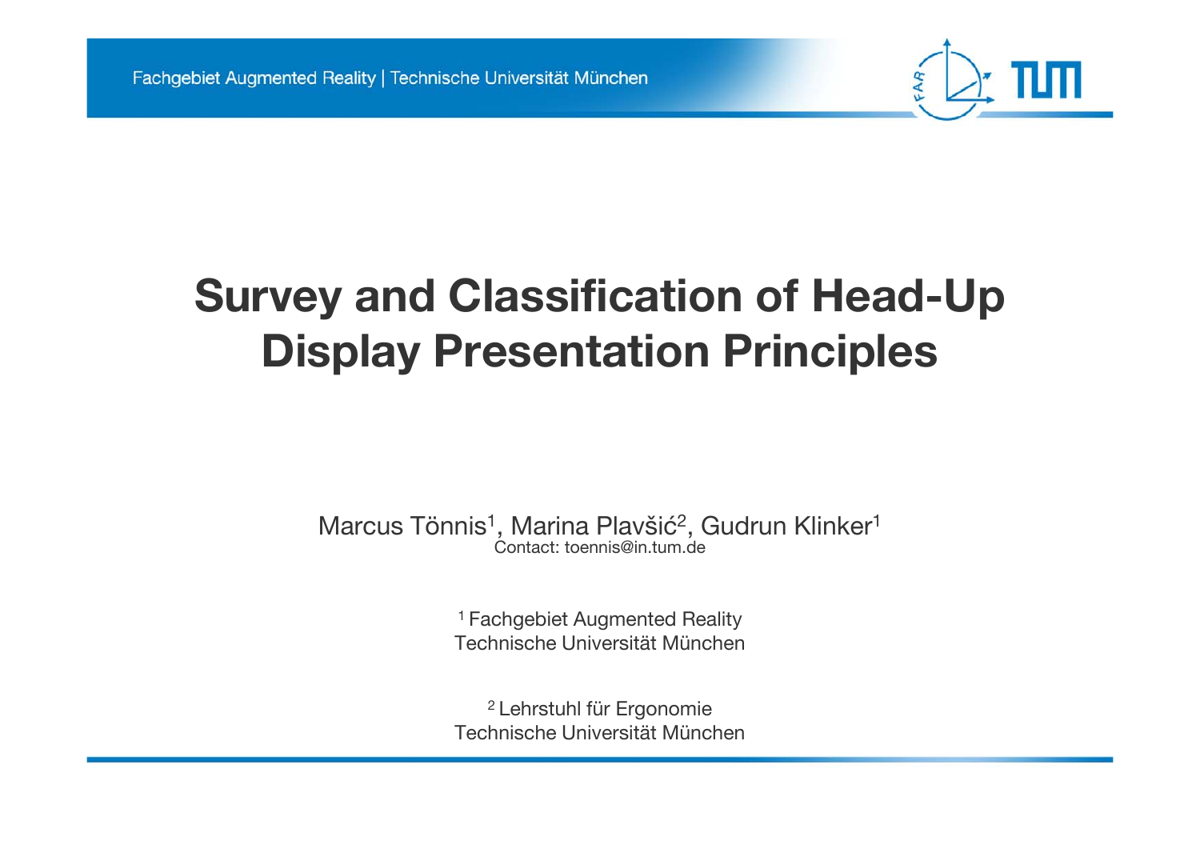# Survey and Classification of Head-Up Display Presentation Principles

Marcus Tönnis[1], Marina Plavšić[2], Gudrun Klinker[1]
Contact: toennis@in.tum.de

[1] Fachgebiet Augmented Reality
Technische Universität München

[2] Lehrstuhl für Ergonomie
Technische Universität München